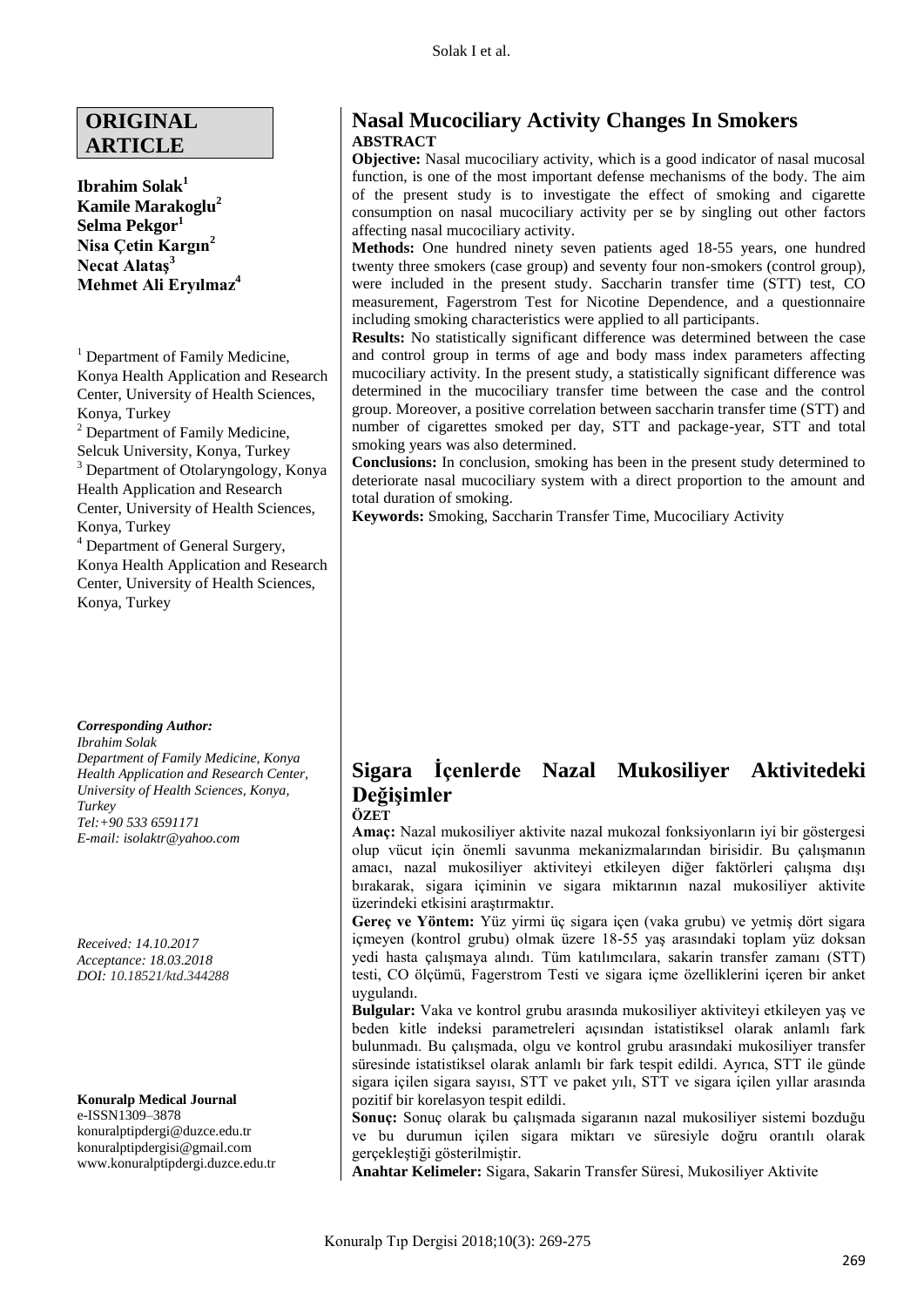**ORIGINAL ARTICLE**

**Ibrahim Solak[1]**
**Kamile Marakoglu[2]**
**Selma Pekgor[1]**
**Nisa Çetin Kargın[2]**
**Necat Alataş[3]**
**Mehmet Ali Eryılmaz[4]**

[1] Department of Family Medicine, Konya Health Application and Research Center, University of Health Sciences, Konya, Turkey
[2] Department of Family Medicine, Selcuk University, Konya, Turkey
[3] Department of Otolaryngology, Konya Health Application and Research Center, University of Health Sciences, Konya, Turkey
[4] Department of General Surgery, Konya Health Application and Research Center, University of Health Sciences, Konya, Turkey

***Corresponding Author:***
*Ibrahim Solak*
*Department of Family Medicine, Konya Health Application and Research Center, University of Health Sciences, Konya, Turkey*
*Tel:+90 533 6591171*
*E-mail: isolaktr@yahoo.com*

*Received: 14.10.2017*
*Acceptance: 18.03.2018*
*DOI: 10.18521/ktd.344288*

**Konuralp Medical Journal**
e-ISSN1309–3878
konuralptipdergi@duzce.edu.tr
konuralptipdergisi@gmail.com
www.konuralptipdergi.duzce.edu.tr

# Nasal Mucociliary Activity Changes In Smokers

## ABSTRACT

**Objective:** Nasal mucociliary activity, which is a good indicator of nasal mucosal function, is one of the most important defense mechanisms of the body. The aim of the present study is to investigate the effect of smoking and cigarette consumption on nasal mucociliary activity per se by singling out other factors affecting nasal mucociliary activity.

**Methods:** One hundred ninety seven patients aged 18-55 years, one hundred twenty three smokers (case group) and seventy four non-smokers (control group), were included in the present study. Saccharin transfer time (STT) test, CO measurement, Fagerstrom Test for Nicotine Dependence, and a questionnaire including smoking characteristics were applied to all participants.

**Results:** No statistically significant difference was determined between the case and control group in terms of age and body mass index parameters affecting mucociliary activity. In the present study, a statistically significant difference was determined in the mucociliary transfer time between the case and the control group. Moreover, a positive correlation between saccharin transfer time (STT) and number of cigarettes smoked per day, STT and package-year, STT and total smoking years was also determined.

**Conclusions:** In conclusion, smoking has been in the present study determined to deteriorate nasal mucociliary system with a direct proportion to the amount and total duration of smoking.

**Keywords:** Smoking, Saccharin Transfer Time, Mucociliary Activity

# Sigara İçenlerde Nazal Mukosiliyer Aktivitedeki Değişimler

## ÖZET

**Amaç:** Nazal mukosiliyer aktivite nazal mukozal fonksiyonların iyi bir göstergesi olup vücut için önemli savunma mekanizmalarından birisidir. Bu çalışmanın amacı, nazal mukosiliyer aktiviteyi etkileyen diğer faktörleri çalışma dışı bırakarak, sigara içiminin ve sigara miktarının nazal mukosiliyer aktivite üzerindeki etkisini araştırmaktır.

**Gereç ve Yöntem:** Yüz yirmi üç sigara içen (vaka grubu) ve yetmiş dört sigara içmeyen (kontrol grubu) olmak üzere 18-55 yaş arasındaki toplam yüz doksan yedi hasta çalışmaya alındı. Tüm katılımcılara, sakarin transfer zamanı (STT) testi, CO ölçümü, Fagerstrom Testi ve sigara içme özelliklerini içeren bir anket uygulandı.

**Bulgular:** Vaka ve kontrol grubu arasında mukosiliyer aktiviteyi etkileyen yaş ve beden kitle indeksi parametreleri açısından istatistiksel olarak anlamlı fark bulunmadı. Bu çalışmada, olgu ve kontrol grubu arasındaki mukosiliyer transfer süresinde istatistiksel olarak anlamlı bir fark tespit edildi. Ayrıca, STT ile günde sigara içilen sigara sayısı, STT ve paket yılı, STT ve sigara içilen yıllar arasında pozitif bir korelasyon tespit edildi.

**Sonuç:** Sonuç olarak bu çalışmada sigaranın nazal mukosiliyer sistemi bozduğu ve bu durumun içilen sigara miktarı ve süresiyle doğru orantılı olarak gerçekleştiği gösterilmiştir.

**Anahtar Kelimeler:** Sigara, Sakarin Transfer Süresi, Mukosiliyer Aktivite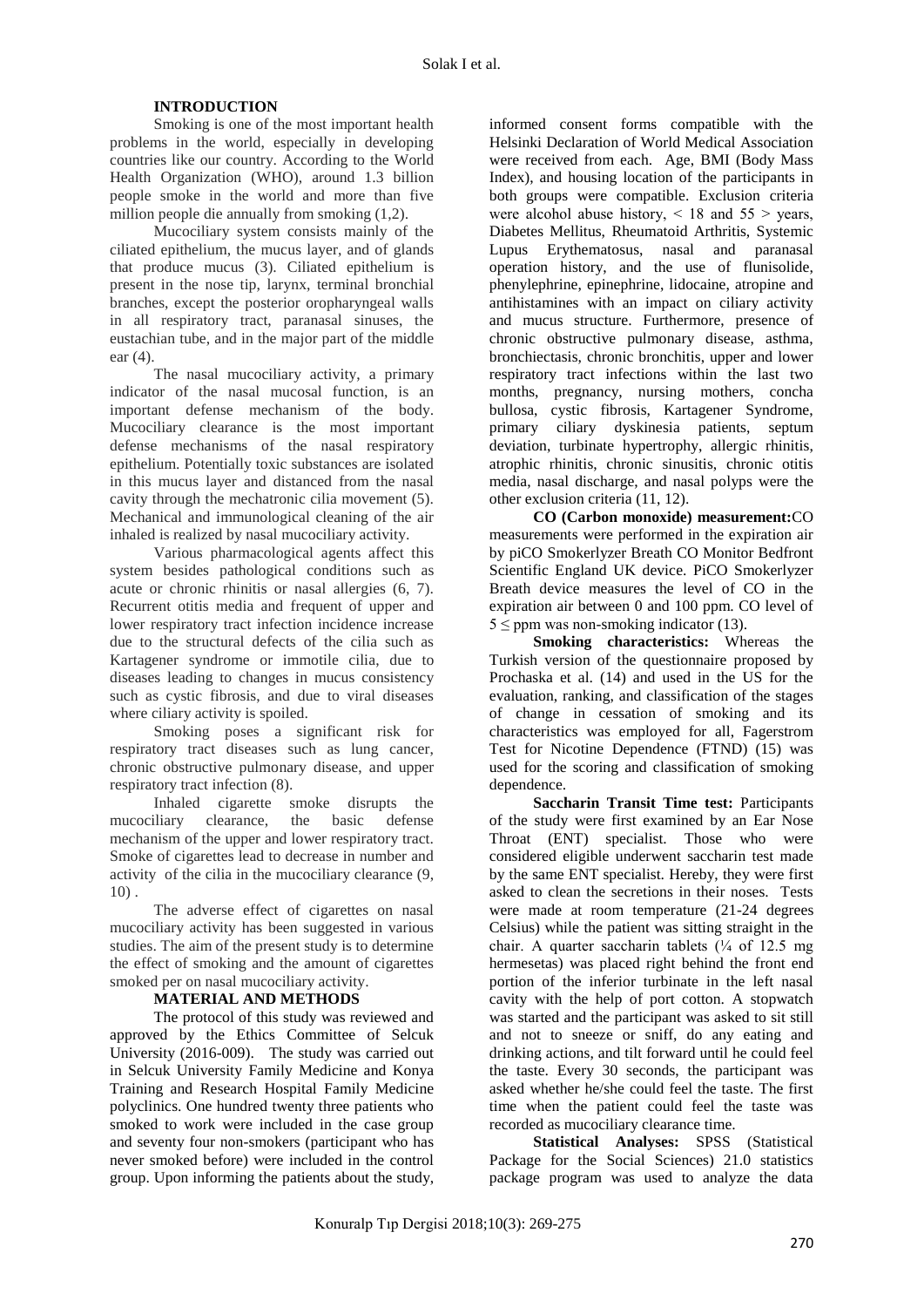## INTRODUCTION

Smoking is one of the most important health problems in the world, especially in developing countries like our country. According to the World Health Organization (WHO), around 1.3 billion people smoke in the world and more than five million people die annually from smoking (1,2).

Mucociliary system consists mainly of the ciliated epithelium, the mucus layer, and of glands that produce mucus (3). Ciliated epithelium is present in the nose tip, larynx, terminal bronchial branches, except the posterior oropharyngeal walls in all respiratory tract, paranasal sinuses, the eustachian tube, and in the major part of the middle ear (4).

The nasal mucociliary activity, a primary indicator of the nasal mucosal function, is an important defense mechanism of the body. Mucociliary clearance is the most important defense mechanisms of the nasal respiratory epithelium. Potentially toxic substances are isolated in this mucus layer and distanced from the nasal cavity through the mechatronic cilia movement (5). Mechanical and immunological cleaning of the air inhaled is realized by nasal mucociliary activity.

Various pharmacological agents affect this system besides pathological conditions such as acute or chronic rhinitis or nasal allergies (6, 7). Recurrent otitis media and frequent of upper and lower respiratory tract infection incidence increase due to the structural defects of the cilia such as Kartagener syndrome or immotile cilia, due to diseases leading to changes in mucus consistency such as cystic fibrosis, and due to viral diseases where ciliary activity is spoiled.

Smoking poses a significant risk for respiratory tract diseases such as lung cancer, chronic obstructive pulmonary disease, and upper respiratory tract infection (8).

Inhaled cigarette smoke disrupts the mucociliary clearance, the basic defense mechanism of the upper and lower respiratory tract. Smoke of cigarettes lead to decrease in number and activity of the cilia in the mucociliary clearance (9, 10) .

The adverse effect of cigarettes on nasal mucociliary activity has been suggested in various studies. The aim of the present study is to determine the effect of smoking and the amount of cigarettes smoked per on nasal mucociliary activity.

## MATERIAL AND METHODS

The protocol of this study was reviewed and approved by the Ethics Committee of Selcuk University (2016-009). The study was carried out in Selcuk University Family Medicine and Konya Training and Research Hospital Family Medicine polyclinics. One hundred twenty three patients who smoked to work were included in the case group and seventy four non-smokers (participant who has never smoked before) were included in the control group. Upon informing the patients about the study, informed consent forms compatible with the Helsinki Declaration of World Medical Association were received from each. Age, BMI (Body Mass Index), and housing location of the participants in both groups were compatible. Exclusion criteria were alcohol abuse history, $< 18$ and $55 >$ years, Diabetes Mellitus, Rheumatoid Arthritis, Systemic Lupus Erythematosus, nasal and paranasal operation history, and the use of flunisolide, phenylephrine, epinephrine, lidocaine, atropine and antihistamines with an impact on ciliary activity and mucus structure. Furthermore, presence of chronic obstructive pulmonary disease, asthma, bronchiectasis, chronic bronchitis, upper and lower respiratory tract infections within the last two months, pregnancy, nursing mothers, concha bullosa, cystic fibrosis, Kartagener Syndrome, primary ciliary dyskinesia patients, septum deviation, turbinate hypertrophy, allergic rhinitis, atrophic rhinitis, chronic sinusitis, chronic otitis media, nasal discharge, and nasal polyps were the other exclusion criteria (11, 12).

**CO (Carbon monoxide) measurement:** CO measurements were performed in the expiration air by piCO Smokerlyzer Breath CO Monitor Bedfront Scientific England UK device. PiCO Smokerlyzer Breath device measures the level of CO in the expiration air between 0 and 100 ppm. CO level of $5 \leq$ ppm was non-smoking indicator (13).

**Smoking characteristics:** Whereas the Turkish version of the questionnaire proposed by Prochaska et al. (14) and used in the US for the evaluation, ranking, and classification of the stages of change in cessation of smoking and its characteristics was employed for all, Fagerstrom Test for Nicotine Dependence (FTND) (15) was used for the scoring and classification of smoking dependence.

**Saccharin Transit Time test:** Participants of the study were first examined by an Ear Nose Throat (ENT) specialist. Those who were considered eligible underwent saccharin test made by the same ENT specialist. Hereby, they were first asked to clean the secretions in their noses. Tests were made at room temperature (21-24 degrees Celsius) while the patient was sitting straight in the chair. A quarter saccharin tablets (¼ of 12.5 mg hermesetas) was placed right behind the front end portion of the inferior turbinate in the left nasal cavity with the help of port cotton. A stopwatch was started and the participant was asked to sit still and not to sneeze or sniff, do any eating and drinking actions, and tilt forward until he could feel the taste. Every 30 seconds, the participant was asked whether he/she could feel the taste. The first time when the patient could feel the taste was recorded as mucociliary clearance time.

**Statistical Analyses:** SPSS (Statistical Package for the Social Sciences) 21.0 statistics package program was used to analyze the data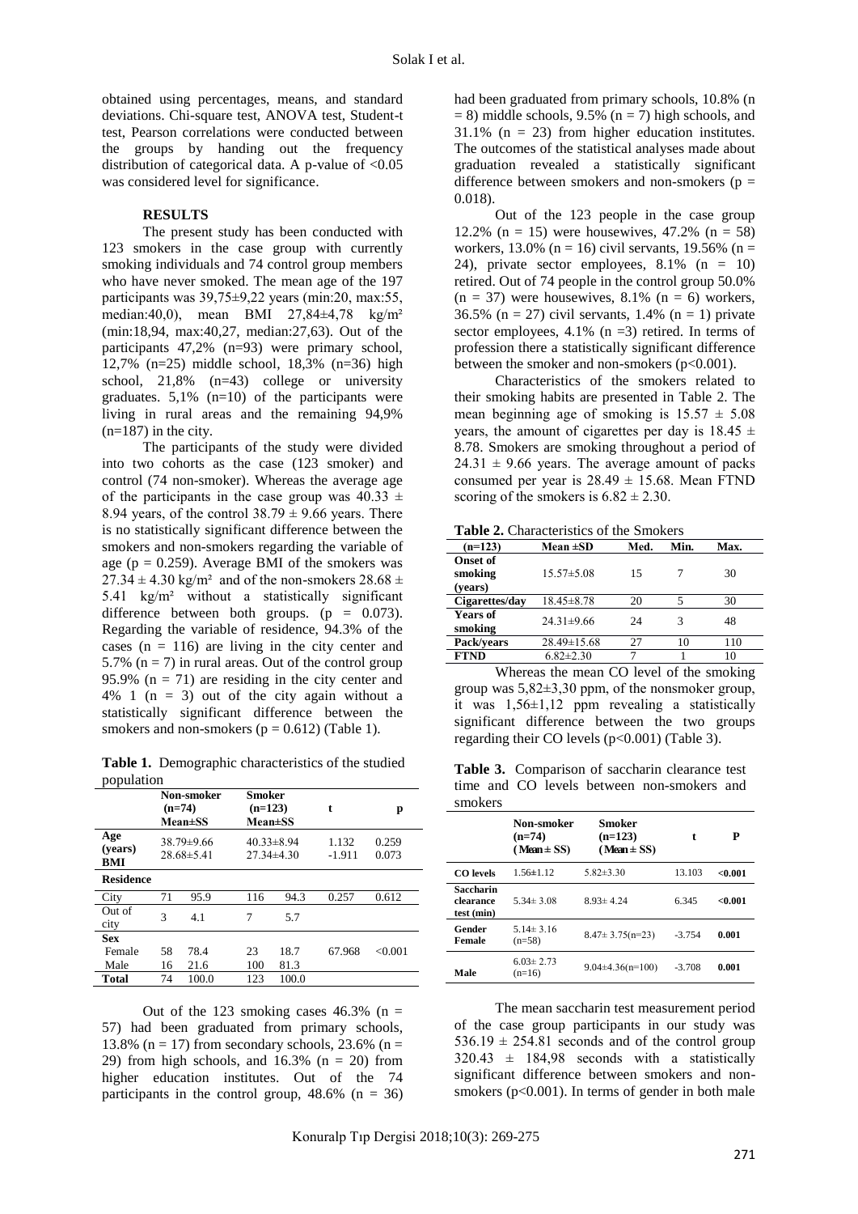obtained using percentages, means, and standard deviations. Chi-square test, ANOVA test, Student-t test, Pearson correlations were conducted between the groups by handing out the frequency distribution of categorical data. A p-value of <0.05 was considered level for significance.

## RESULTS

The present study has been conducted with 123 smokers in the case group with currently smoking individuals and 74 control group members who have never smoked. The mean age of the 197 participants was 39,75±9,22 years (min:20, max:55, median:40,0), mean BMI 27,84±4,78 kg/m² (min:18,94, max:40,27, median:27,63). Out of the participants 47,2% (n=93) were primary school, 12,7% (n=25) middle school, 18,3% (n=36) high school, 21,8% (n=43) college or university graduates. 5,1% (n=10) of the participants were living in rural areas and the remaining 94,9% (n=187) in the city.

The participants of the study were divided into two cohorts as the case (123 smoker) and control (74 non-smoker). Whereas the average age of the participants in the case group was 40.33 ± 8.94 years, of the control 38.79 ± 9.66 years. There is no statistically significant difference between the smokers and non-smokers regarding the variable of age (p = 0.259). Average BMI of the smokers was 27.34 ± 4.30 kg/m² and of the non-smokers 28.68 ± 5.41 kg/m² without a statistically significant difference between both groups. (p = 0.073). Regarding the variable of residence, 94.3% of the cases (n = 116) are living in the city center and 5.7% (n = 7) in rural areas. Out of the control group 95.9% (n = 71) are residing in the city center and 4% 1 (n = 3) out of the city again without a statistically significant difference between the smokers and non-smokers (p = 0.612) (Table 1).

**Table 1.** Demographic characteristics of the studied population

| | Non-smoker (n=74) Mean±SS | | Smoker (n=123) Mean±SS | | t | p |
|---|---|---|---|---|---|---|
| **Age (years)** | 38.79±9.66 | | 40.33±8.94 | | 1.132 | 0.259 |
| **BMI** | 28.68±5.41 | | 27.34±4.30 | | -1.911 | 0.073 |
| **Residence** | | | | | | |
| City | 71 | 95.9 | 116 | 94.3 | 0.257 | 0.612 |
| Out of city | 3 | 4.1 | 7 | 5.7 | | |
| **Sex** | | | | | | |
| Female | 58 | 78.4 | 23 | 18.7 | 67.968 | <0.001 |
| Male | 16 | 21.6 | 100 | 81.3 | | |
| **Total** | 74 | 100.0 | 123 | 100.0 | | |

Out of the 123 smoking cases 46.3% (n = 57) had been graduated from primary schools, 13.8% (n = 17) from secondary schools, 23.6% (n = 29) from high schools, and 16.3% (n = 20) from higher education institutes. Out of the 74 participants in the control group, 48.6% (n = 36) had been graduated from primary schools, 10.8% (n = 8) middle schools, 9.5% (n = 7) high schools, and 31.1% (n = 23) from higher education institutes. The outcomes of the statistical analyses made about graduation revealed a statistically significant difference between smokers and non-smokers (p = 0.018).

Out of the 123 people in the case group 12.2% (n = 15) were housewives, 47.2% (n = 58) workers, 13.0% (n = 16) civil servants, 19.56% (n = 24), private sector employees, 8.1% (n = 10) retired. Out of 74 people in the control group 50.0% (n = 37) were housewives, 8.1% (n = 6) workers, 36.5% (n = 27) civil servants, 1.4% (n = 1) private sector employees, 4.1% (n =3) retired. In terms of profession there a statistically significant difference between the smoker and non-smokers (p<0.001).

Characteristics of the smokers related to their smoking habits are presented in Table 2. The mean beginning age of smoking is 15.57 ± 5.08 years, the amount of cigarettes per day is 18.45 ± 8.78. Smokers are smoking throughout a period of 24.31 ± 9.66 years. The average amount of packs consumed per year is 28.49 ± 15.68. Mean FTND scoring of the smokers is 6.82 ± 2.30.

**Table 2.** Characteristics of the Smokers

| (n=123) | Mean ±SD | Med. | Min. | Max. |
|---|---|---|---|---|
| **Onset of smoking (years)** | 15.57±5.08 | 15 | 7 | 30 |
| **Cigarettes/day** | 18.45±8.78 | 20 | 5 | 30 |
| **Years of smoking** | 24.31±9.66 | 24 | 3 | 48 |
| **Pack/years** | 28.49±15.68 | 27 | 10 | 110 |
| **FTND** | 6.82±2.30 | 7 | 1 | 10 |

Whereas the mean CO level of the smoking group was 5,82±3,30 ppm, of the nonsmoker group, it was 1,56±1,12 ppm revealing a statistically significant difference between the two groups regarding their CO levels (p<0.001) (Table 3).

**Table 3.** Comparison of saccharin clearance test time and CO levels between non-smokers and smokers

| | Non-smoker (n=74) (Mean ± SS) | Smoker (n=123) (Mean ± SS) | t | P |
|---|---|---|---|---|
| **CO levels** | 1.56±1.12 | 5.82±3.30 | 13.103 | **<0.001** |
| **Saccharin clearance test (min)** | 5.34± 3.08 | 8.93± 4.24 | 6.345 | **<0.001** |
| **Gender Female** | 5.14± 3.16 (n=58) | 8.47± 3.75(n=23) | -3.754 | **0.001** |
| **Male** | 6.03± 2.73 (n=16) | 9.04±4.36(n=100) | -3.708 | **0.001** |

The mean saccharin test measurement period of the case group participants in our study was 536.19 ± 254.81 seconds and of the control group 320.43 ± 184,98 seconds with a statistically significant difference between smokers and non-smokers (p<0.001). In terms of gender in both male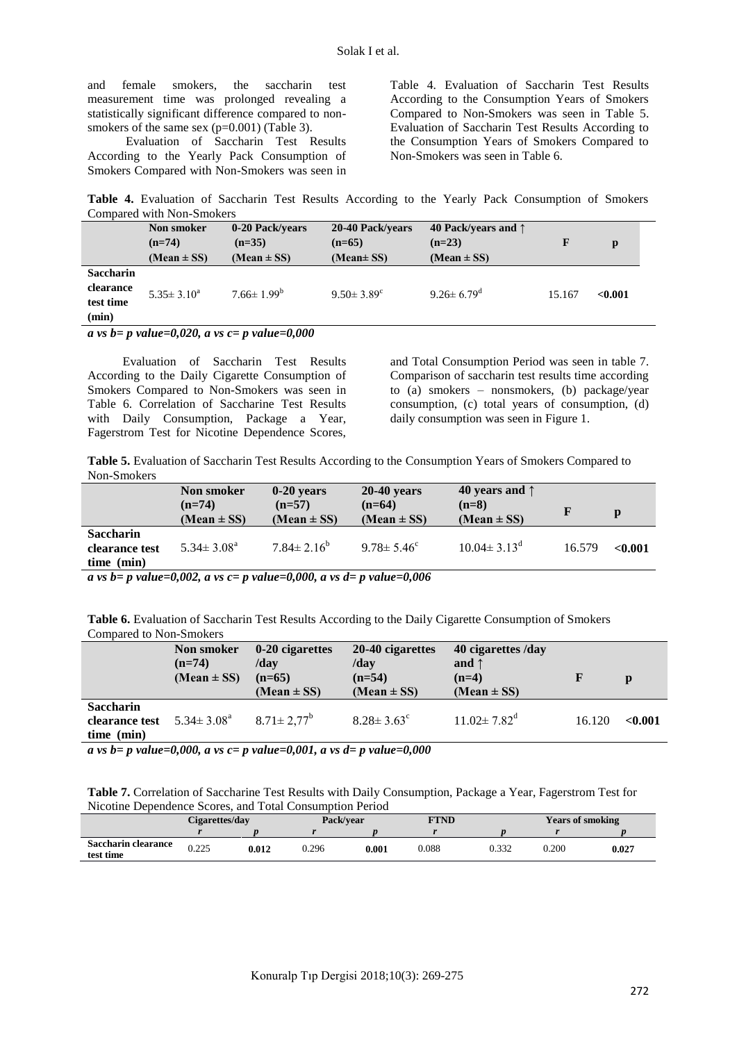and female smokers, the saccharin test measurement time was prolonged revealing a statistically significant difference compared to non-smokers of the same sex (p=0.001) (Table 3).

Evaluation of Saccharin Test Results According to the Yearly Pack Consumption of Smokers Compared with Non-Smokers was seen in Table 4. Evaluation of Saccharin Test Results According to the Consumption Years of Smokers Compared to Non-Smokers was seen in Table 5. Evaluation of Saccharin Test Results According to the Consumption Years of Smokers Compared to Non-Smokers was seen in Table 6.

**Table 4.** Evaluation of Saccharin Test Results According to the Yearly Pack Consumption of Smokers Compared with Non-Smokers

| | Non smoker (n=74) (Mean ± SS) | 0-20 Pack/years (n=35) (Mean ± SS) | 20-40 Pack/years (n=65) (Mean± SS) | 40 Pack/years and ↑ (n=23) (Mean ± SS) | F | p |
|---|---|---|---|---|---|---|
| **Saccharin clearance test time (min)** | $5.35 \pm 3.10^{a}$ | $7.66 \pm 1.99^{b}$ | $9.50 \pm 3.89^{c}$ | $9.26 \pm 6.79^{d}$ | 15.167 | **<0.001** |

***a vs b= p value=0,020, a vs c= p value=0,000***

Evaluation of Saccharin Test Results According to the Daily Cigarette Consumption of Smokers Compared to Non-Smokers was seen in Table 6. Correlation of Saccharine Test Results with Daily Consumption, Package a Year, Fagerstrom Test for Nicotine Dependence Scores, and Total Consumption Period was seen in table 7. Comparison of saccharin test results time according to (a) smokers – nonsmokers, (b) package/year consumption, (c) total years of consumption, (d) daily consumption was seen in Figure 1.

**Table 5.** Evaluation of Saccharin Test Results According to the Consumption Years of Smokers Compared to Non-Smokers

| | Non smoker (n=74) (Mean ± SS) | 0-20 years (n=57) (Mean ± SS) | 20-40 years (n=64) (Mean ± SS) | 40 years and ↑ (n=8) (Mean ± SS) | F | p |
|---|---|---|---|---|---|---|
| **Saccharin clearance test time (min)** | $5.34 \pm 3.08^{a}$ | $7.84 \pm 2.16^{b}$ | $9.78 \pm 5.46^{c}$ | $10.04 \pm 3.13^{d}$ | 16.579 | **<0.001** |

***a vs b= p value=0,002, a vs c= p value=0,000, a vs d= p value=0,006***

**Table 6.** Evaluation of Saccharin Test Results According to the Daily Cigarette Consumption of Smokers Compared to Non-Smokers

| | Non smoker (n=74) (Mean ± SS) | 0-20 cigarettes /day (n=65) (Mean ± SS) | 20-40 cigarettes /day (n=54) (Mean ± SS) | 40 cigarettes /day and ↑ (n=4) (Mean ± SS) | F | p |
|---|---|---|---|---|---|---|
| **Saccharin clearance test time (min)** | $5.34 \pm 3.08^{a}$ | $8.71 \pm 2{,}77^{b}$ | $8.28 \pm 3.63^{c}$ | $11.02 \pm 7.82^{d}$ | 16.120 | **<0.001** |

***a vs b= p value=0,000, a vs c= p value=0,001, a vs d= p value=0,000***

**Table 7.** Correlation of Saccharine Test Results with Daily Consumption, Package a Year, Fagerstrom Test for Nicotine Dependence Scores, and Total Consumption Period

| | Cigarettes/day | | Pack/year | | FTND | | Years of smoking | |
|---|---|---|---|---|---|---|---|---|
| | *r* | *p* | *r* | *p* | *r* | *p* | *r* | *p* |
| **Saccharin clearance test time** | 0.225 | **0.012** | 0.296 | **0.001** | 0.088 | 0.332 | 0.200 | **0.027** |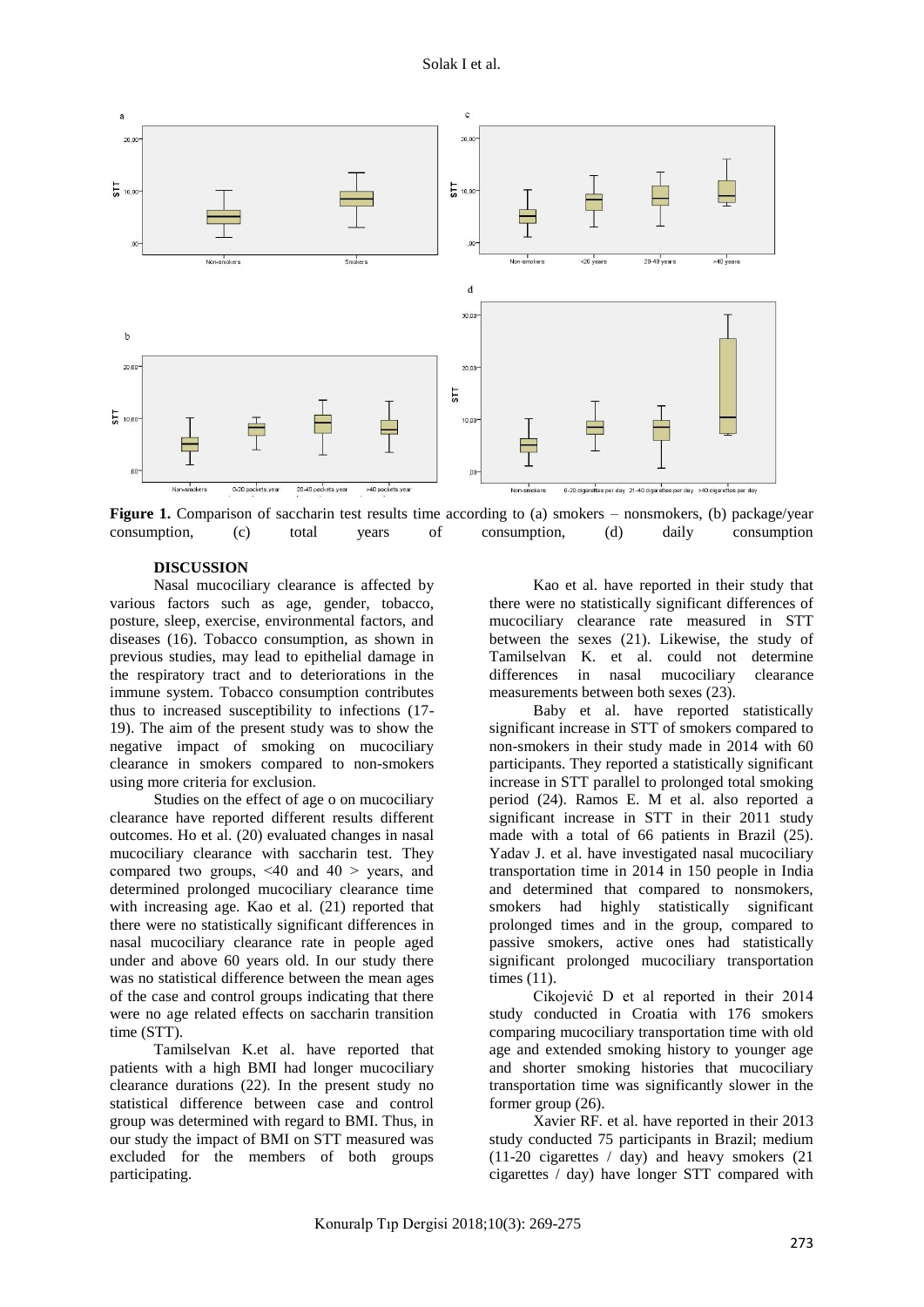a

20,00

10,00

,00

STT

Non-smokers

Smokers

b

20,00

10,00

,00

STT

Non-smokers

0-20 packets.year

20-40 packets.year

>40 packets.year

c

20,00

10,00

,00

STT

Non-smokers

<20 years

20-40 years

>40 years

d

30,00

20,00

10,00

,00

STT

Non-smokers

0-20 cigarettes per day

21-40 cigarettes per day

>40 cigarettes per day

**Figure 1.** Comparison of saccharin test results time according to (a) smokers – nonsmokers, (b) package/year consumption, (c) total years of consumption, (d) daily consumption

## DISCUSSION

Nasal mucociliary clearance is affected by various factors such as age, gender, tobacco, posture, sleep, exercise, environmental factors, and diseases (16). Tobacco consumption, as shown in previous studies, may lead to epithelial damage in the respiratory tract and to deteriorations in the immune system. Tobacco consumption contributes thus to increased susceptibility to infections (17-19). The aim of the present study was to show the negative impact of smoking on mucociliary clearance in smokers compared to non-smokers using more criteria for exclusion.

Studies on the effect of age o on mucociliary clearance have reported different results different outcomes. Ho et al. (20) evaluated changes in nasal mucociliary clearance with saccharin test. They compared two groups, <40 and 40 > years, and determined prolonged mucociliary clearance time with increasing age. Kao et al. (21) reported that there were no statistically significant differences in nasal mucociliary clearance rate in people aged under and above 60 years old. In our study there was no statistical difference between the mean ages of the case and control groups indicating that there were no age related effects on saccharin transition time (STT).

Tamilselvan K.et al. have reported that patients with a high BMI had longer mucociliary clearance durations (22). In the present study no statistical difference between case and control group was determined with regard to BMI. Thus, in our study the impact of BMI on STT measured was excluded for the members of both groups participating.

Kao et al. have reported in their study that there were no statistically significant differences of mucociliary clearance rate measured in STT between the sexes (21). Likewise, the study of Tamilselvan K. et al. could not determine differences in nasal mucociliary clearance measurements between both sexes (23).

Baby et al. have reported statistically significant increase in STT of smokers compared to non-smokers in their study made in 2014 with 60 participants. They reported a statistically significant increase in STT parallel to prolonged total smoking period (24). Ramos E. M et al. also reported a significant increase in STT in their 2011 study made with a total of 66 patients in Brazil (25). Yadav J. et al. have investigated nasal mucociliary transportation time in 2014 in 150 people in India and determined that compared to nonsmokers, smokers had highly statistically significant prolonged times and in the group, compared to passive smokers, active ones had statistically significant prolonged mucociliary transportation times (11).

Cikojević D et al reported in their 2014 study conducted in Croatia with 176 smokers comparing mucociliary transportation time with old age and extended smoking history to younger age and shorter smoking histories that mucociliary transportation time was significantly slower in the former group (26).

Xavier RF. et al. have reported in their 2013 study conducted 75 participants in Brazil; medium (11-20 cigarettes / day) and heavy smokers (21 cigarettes / day) have longer STT compared with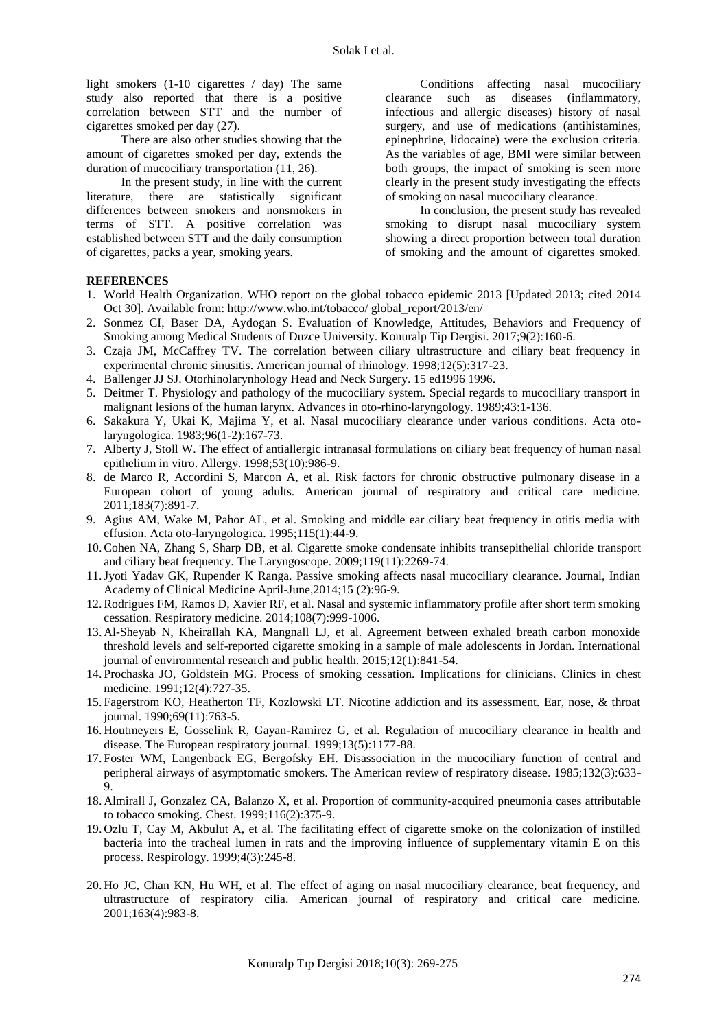light smokers (1-10 cigarettes / day) The same study also reported that there is a positive correlation between STT and the number of cigarettes smoked per day (27).

There are also other studies showing that the amount of cigarettes smoked per day, extends the duration of mucociliary transportation (11, 26).

In the present study, in line with the current literature, there are statistically significant differences between smokers and nonsmokers in terms of STT. A positive correlation was established between STT and the daily consumption of cigarettes, packs a year, smoking years.

Conditions affecting nasal mucociliary clearance such as diseases (inflammatory, infectious and allergic diseases) history of nasal surgery, and use of medications (antihistamines, epinephrine, lidocaine) were the exclusion criteria. As the variables of age, BMI were similar between both groups, the impact of smoking is seen more clearly in the present study investigating the effects of smoking on nasal mucociliary clearance.

In conclusion, the present study has revealed smoking to disrupt nasal mucociliary system showing a direct proportion between total duration of smoking and the amount of cigarettes smoked.

**REFERENCES**

1. World Health Organization. WHO report on the global tobacco epidemic 2013 [Updated 2013; cited 2014 Oct 30]. Available from: http://www.who.int/tobacco/ global_report/2013/en/
2. Sonmez CI, Baser DA, Aydogan S. Evaluation of Knowledge, Attitudes, Behaviors and Frequency of Smoking among Medical Students of Duzce University. Konuralp Tip Dergisi. 2017;9(2):160-6.
3. Czaja JM, McCaffrey TV. The correlation between ciliary ultrastructure and ciliary beat frequency in experimental chronic sinusitis. American journal of rhinology. 1998;12(5):317-23.
4. Ballenger JJ SJ. Otorhinolarynhology Head and Neck Surgery. 15 ed1996 1996.
5. Deitmer T. Physiology and pathology of the mucociliary system. Special regards to mucociliary transport in malignant lesions of the human larynx. Advances in oto-rhino-laryngology. 1989;43:1-136.
6. Sakakura Y, Ukai K, Majima Y, et al. Nasal mucociliary clearance under various conditions. Acta oto-laryngologica. 1983;96(1-2):167-73.
7. Alberty J, Stoll W. The effect of antiallergic intranasal formulations on ciliary beat frequency of human nasal epithelium in vitro. Allergy. 1998;53(10):986-9.
8. de Marco R, Accordini S, Marcon A, et al. Risk factors for chronic obstructive pulmonary disease in a European cohort of young adults. American journal of respiratory and critical care medicine. 2011;183(7):891-7.
9. Agius AM, Wake M, Pahor AL, et al. Smoking and middle ear ciliary beat frequency in otitis media with effusion. Acta oto-laryngologica. 1995;115(1):44-9.
10. Cohen NA, Zhang S, Sharp DB, et al. Cigarette smoke condensate inhibits transepithelial chloride transport and ciliary beat frequency. The Laryngoscope. 2009;119(11):2269-74.
11. Jyoti Yadav GK, Rupender K Ranga. Passive smoking affects nasal mucociliary clearance. Journal, Indian Academy of Clinical Medicine April-June,2014;15 (2):96-9.
12. Rodrigues FM, Ramos D, Xavier RF, et al. Nasal and systemic inflammatory profile after short term smoking cessation. Respiratory medicine. 2014;108(7):999-1006.
13. Al-Sheyab N, Kheirallah KA, Mangnall LJ, et al. Agreement between exhaled breath carbon monoxide threshold levels and self-reported cigarette smoking in a sample of male adolescents in Jordan. International journal of environmental research and public health. 2015;12(1):841-54.
14. Prochaska JO, Goldstein MG. Process of smoking cessation. Implications for clinicians. Clinics in chest medicine. 1991;12(4):727-35.
15. Fagerstrom KO, Heatherton TF, Kozlowski LT. Nicotine addiction and its assessment. Ear, nose, & throat journal. 1990;69(11):763-5.
16. Houtmeyers E, Gosselink R, Gayan-Ramirez G, et al. Regulation of mucociliary clearance in health and disease. The European respiratory journal. 1999;13(5):1177-88.
17. Foster WM, Langenback EG, Bergofsky EH. Disassociation in the mucociliary function of central and peripheral airways of asymptomatic smokers. The American review of respiratory disease. 1985;132(3):633-9.
18. Almirall J, Gonzalez CA, Balanzo X, et al. Proportion of community-acquired pneumonia cases attributable to tobacco smoking. Chest. 1999;116(2):375-9.
19. Ozlu T, Cay M, Akbulut A, et al. The facilitating effect of cigarette smoke on the colonization of instilled bacteria into the tracheal lumen in rats and the improving influence of supplementary vitamin E on this process. Respirology. 1999;4(3):245-8.
20. Ho JC, Chan KN, Hu WH, et al. The effect of aging on nasal mucociliary clearance, beat frequency, and ultrastructure of respiratory cilia. American journal of respiratory and critical care medicine. 2001;163(4):983-8.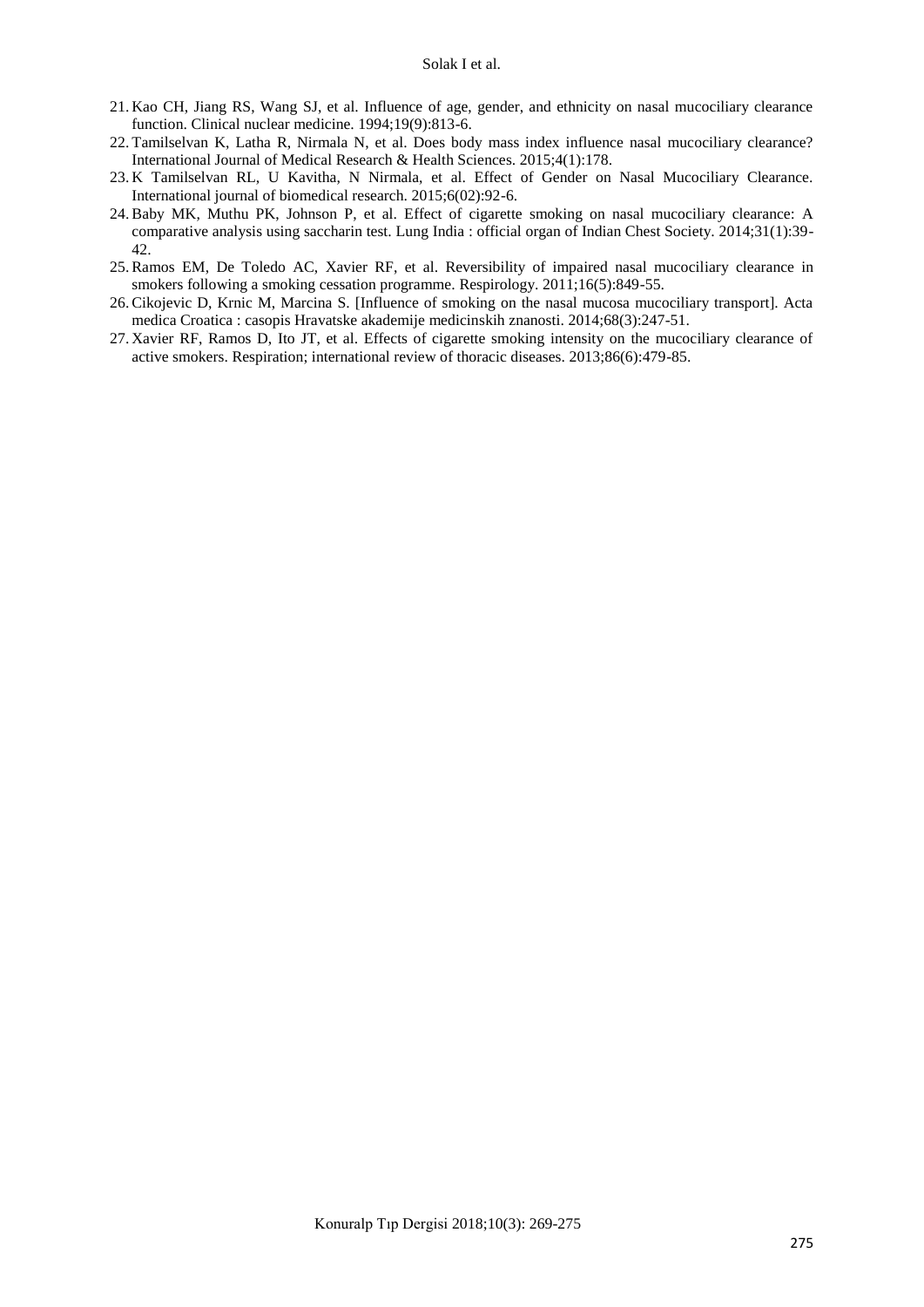21. Kao CH, Jiang RS, Wang SJ, et al. Influence of age, gender, and ethnicity on nasal mucociliary clearance function. Clinical nuclear medicine. 1994;19(9):813-6.
22. Tamilselvan K, Latha R, Nirmala N, et al. Does body mass index influence nasal mucociliary clearance? International Journal of Medical Research & Health Sciences. 2015;4(1):178.
23. K Tamilselvan RL, U Kavitha, N Nirmala, et al. Effect of Gender on Nasal Mucociliary Clearance. International journal of biomedical research. 2015;6(02):92-6.
24. Baby MK, Muthu PK, Johnson P, et al. Effect of cigarette smoking on nasal mucociliary clearance: A comparative analysis using saccharin test. Lung India : official organ of Indian Chest Society. 2014;31(1):39-42.
25. Ramos EM, De Toledo AC, Xavier RF, et al. Reversibility of impaired nasal mucociliary clearance in smokers following a smoking cessation programme. Respirology. 2011;16(5):849-55.
26. Cikojevic D, Krnic M, Marcina S. [Influence of smoking on the nasal mucosa mucociliary transport]. Acta medica Croatica : casopis Hravatske akademije medicinskih znanosti. 2014;68(3):247-51.
27. Xavier RF, Ramos D, Ito JT, et al. Effects of cigarette smoking intensity on the mucociliary clearance of active smokers. Respiration; international review of thoracic diseases. 2013;86(6):479-85.